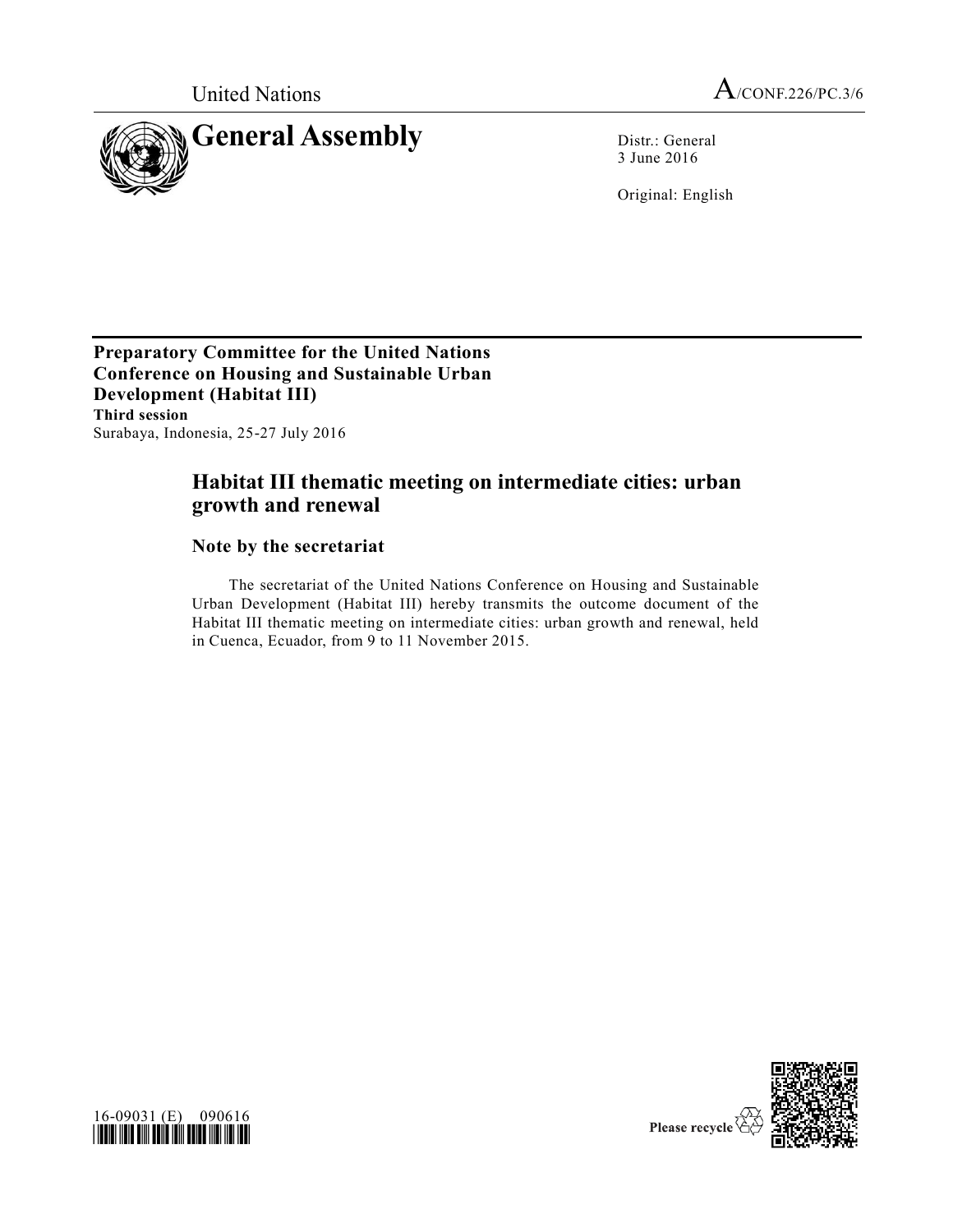United Nations

A/CONF.226/PC.3/6

# General Assembly

Distr.: General
3 June 2016

Original: English

**Preparatory Committee for the United Nations Conference on Housing and Sustainable Urban Development (Habitat III)**
**Third session**
Surabaya, Indonesia, 25-27 July 2016

## Habitat III thematic meeting on intermediate cities: urban growth and renewal

### Note by the secretariat

The secretariat of the United Nations Conference on Housing and Sustainable Urban Development (Habitat III) hereby transmits the outcome document of the Habitat III thematic meeting on intermediate cities: urban growth and renewal, held in Cuenca, Ecuador, from 9 to 11 November 2015.

16-09031 (E) 090616

Please recycle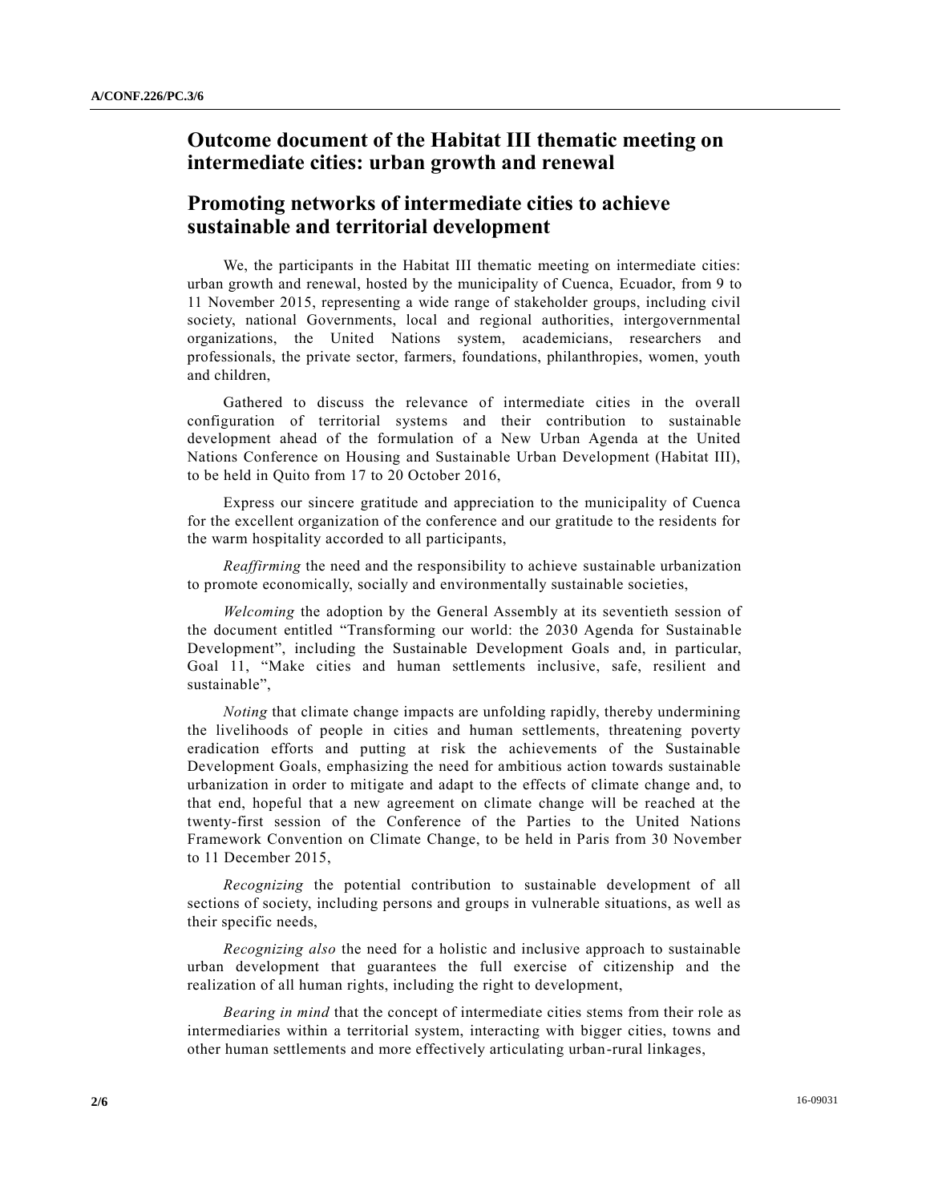# Outcome document of the Habitat III thematic meeting on intermediate cities: urban growth and renewal

# Promoting networks of intermediate cities to achieve sustainable and territorial development

We, the participants in the Habitat III thematic meeting on intermediate cities: urban growth and renewal, hosted by the municipality of Cuenca, Ecuador, from 9 to 11 November 2015, representing a wide range of stakeholder groups, including civil society, national Governments, local and regional authorities, intergovernmental organizations, the United Nations system, academicians, researchers and professionals, the private sector, farmers, foundations, philanthropies, women, youth and children,

Gathered to discuss the relevance of intermediate cities in the overall configuration of territorial systems and their contribution to sustainable development ahead of the formulation of a New Urban Agenda at the United Nations Conference on Housing and Sustainable Urban Development (Habitat III), to be held in Quito from 17 to 20 October 2016,

Express our sincere gratitude and appreciation to the municipality of Cuenca for the excellent organization of the conference and our gratitude to the residents for the warm hospitality accorded to all participants,

*Reaffirming* the need and the responsibility to achieve sustainable urbanization to promote economically, socially and environmentally sustainable societies,

*Welcoming* the adoption by the General Assembly at its seventieth session of the document entitled "Transforming our world: the 2030 Agenda for Sustainable Development", including the Sustainable Development Goals and, in particular, Goal 11, "Make cities and human settlements inclusive, safe, resilient and sustainable",

*Noting* that climate change impacts are unfolding rapidly, thereby undermining the livelihoods of people in cities and human settlements, threatening poverty eradication efforts and putting at risk the achievements of the Sustainable Development Goals, emphasizing the need for ambitious action towards sustainable urbanization in order to mitigate and adapt to the effects of climate change and, to that end, hopeful that a new agreement on climate change will be reached at the twenty-first session of the Conference of the Parties to the United Nations Framework Convention on Climate Change, to be held in Paris from 30 November to 11 December 2015,

*Recognizing* the potential contribution to sustainable development of all sections of society, including persons and groups in vulnerable situations, as well as their specific needs,

*Recognizing also* the need for a holistic and inclusive approach to sustainable urban development that guarantees the full exercise of citizenship and the realization of all human rights, including the right to development,

*Bearing in mind* that the concept of intermediate cities stems from their role as intermediaries within a territorial system, interacting with bigger cities, towns and other human settlements and more effectively articulating urban-rural linkages,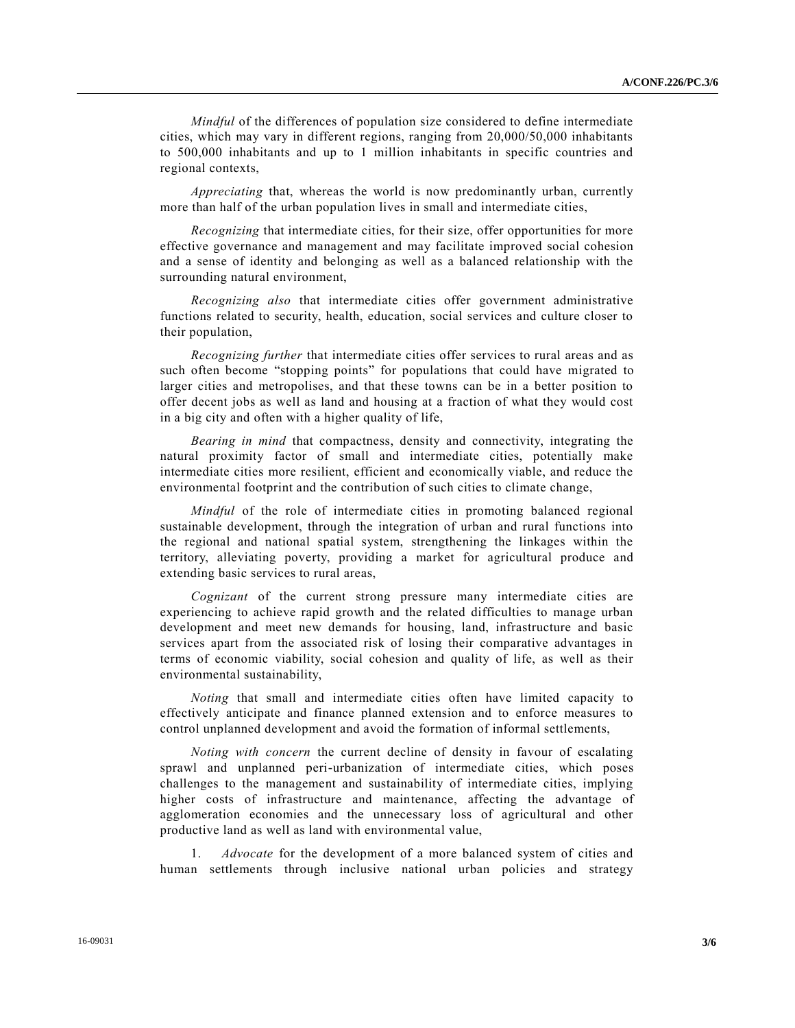*Mindful* of the differences of population size considered to define intermediate cities, which may vary in different regions, ranging from 20,000/50,000 inhabitants to 500,000 inhabitants and up to 1 million inhabitants in specific countries and regional contexts,

*Appreciating* that, whereas the world is now predominantly urban, currently more than half of the urban population lives in small and intermediate cities,

*Recognizing* that intermediate cities, for their size, offer opportunities for more effective governance and management and may facilitate improved social cohesion and a sense of identity and belonging as well as a balanced relationship with the surrounding natural environment,

*Recognizing also* that intermediate cities offer government administrative functions related to security, health, education, social services and culture closer to their population,

*Recognizing further* that intermediate cities offer services to rural areas and as such often become "stopping points" for populations that could have migrated to larger cities and metropolises, and that these towns can be in a better position to offer decent jobs as well as land and housing at a fraction of what they would cost in a big city and often with a higher quality of life,

*Bearing in mind* that compactness, density and connectivity, integrating the natural proximity factor of small and intermediate cities, potentially make intermediate cities more resilient, efficient and economically viable, and reduce the environmental footprint and the contribution of such cities to climate change,

*Mindful* of the role of intermediate cities in promoting balanced regional sustainable development, through the integration of urban and rural functions into the regional and national spatial system, strengthening the linkages within the territory, alleviating poverty, providing a market for agricultural produce and extending basic services to rural areas,

*Cognizant* of the current strong pressure many intermediate cities are experiencing to achieve rapid growth and the related difficulties to manage urban development and meet new demands for housing, land, infrastructure and basic services apart from the associated risk of losing their comparative advantages in terms of economic viability, social cohesion and quality of life, as well as their environmental sustainability,

*Noting* that small and intermediate cities often have limited capacity to effectively anticipate and finance planned extension and to enforce measures to control unplanned development and avoid the formation of informal settlements,

*Noting with concern* the current decline of density in favour of escalating sprawl and unplanned peri-urbanization of intermediate cities, which poses challenges to the management and sustainability of intermediate cities, implying higher costs of infrastructure and maintenance, affecting the advantage of agglomeration economies and the unnecessary loss of agricultural and other productive land as well as land with environmental value,

1. *Advocate* for the development of a more balanced system of cities and human settlements through inclusive national urban policies and strategy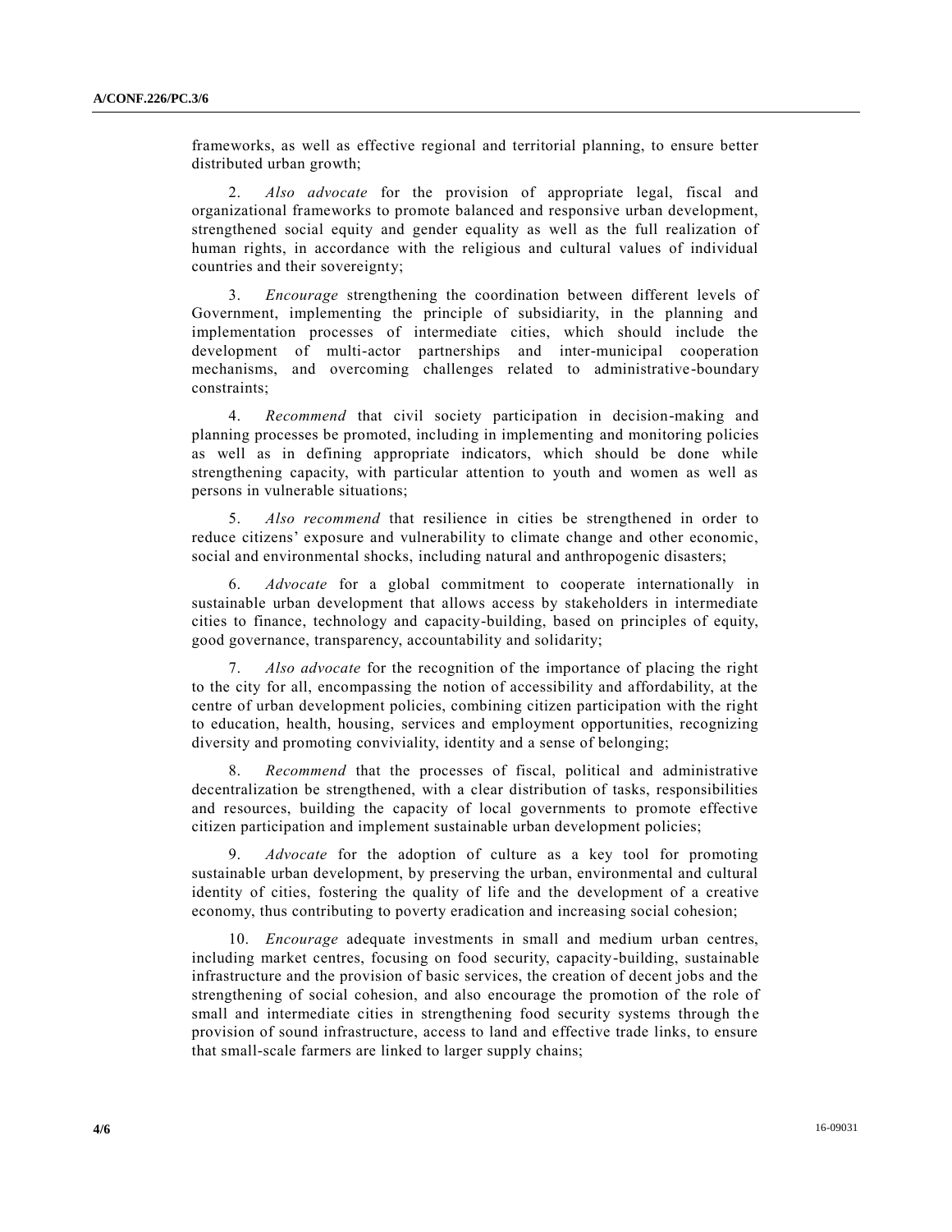frameworks, as well as effective regional and territorial planning, to ensure better distributed urban growth;

2. *Also advocate* for the provision of appropriate legal, fiscal and organizational frameworks to promote balanced and responsive urban development, strengthened social equity and gender equality as well as the full realization of human rights, in accordance with the religious and cultural values of individual countries and their sovereignty;

3. *Encourage* strengthening the coordination between different levels of Government, implementing the principle of subsidiarity, in the planning and implementation processes of intermediate cities, which should include the development of multi-actor partnerships and inter-municipal cooperation mechanisms, and overcoming challenges related to administrative-boundary constraints;

4. *Recommend* that civil society participation in decision-making and planning processes be promoted, including in implementing and monitoring policies as well as in defining appropriate indicators, which should be done while strengthening capacity, with particular attention to youth and women as well as persons in vulnerable situations;

5. *Also recommend* that resilience in cities be strengthened in order to reduce citizens' exposure and vulnerability to climate change and other economic, social and environmental shocks, including natural and anthropogenic disasters;

6. *Advocate* for a global commitment to cooperate internationally in sustainable urban development that allows access by stakeholders in intermediate cities to finance, technology and capacity-building, based on principles of equity, good governance, transparency, accountability and solidarity;

7. *Also advocate* for the recognition of the importance of placing the right to the city for all, encompassing the notion of accessibility and affordability, at the centre of urban development policies, combining citizen participation with the right to education, health, housing, services and employment opportunities, recognizing diversity and promoting conviviality, identity and a sense of belonging;

8. *Recommend* that the processes of fiscal, political and administrative decentralization be strengthened, with a clear distribution of tasks, responsibilities and resources, building the capacity of local governments to promote effective citizen participation and implement sustainable urban development policies;

9. *Advocate* for the adoption of culture as a key tool for promoting sustainable urban development, by preserving the urban, environmental and cultural identity of cities, fostering the quality of life and the development of a creative economy, thus contributing to poverty eradication and increasing social cohesion;

10. *Encourage* adequate investments in small and medium urban centres, including market centres, focusing on food security, capacity-building, sustainable infrastructure and the provision of basic services, the creation of decent jobs and the strengthening of social cohesion, and also encourage the promotion of the role of small and intermediate cities in strengthening food security systems through the provision of sound infrastructure, access to land and effective trade links, to ensure that small-scale farmers are linked to larger supply chains;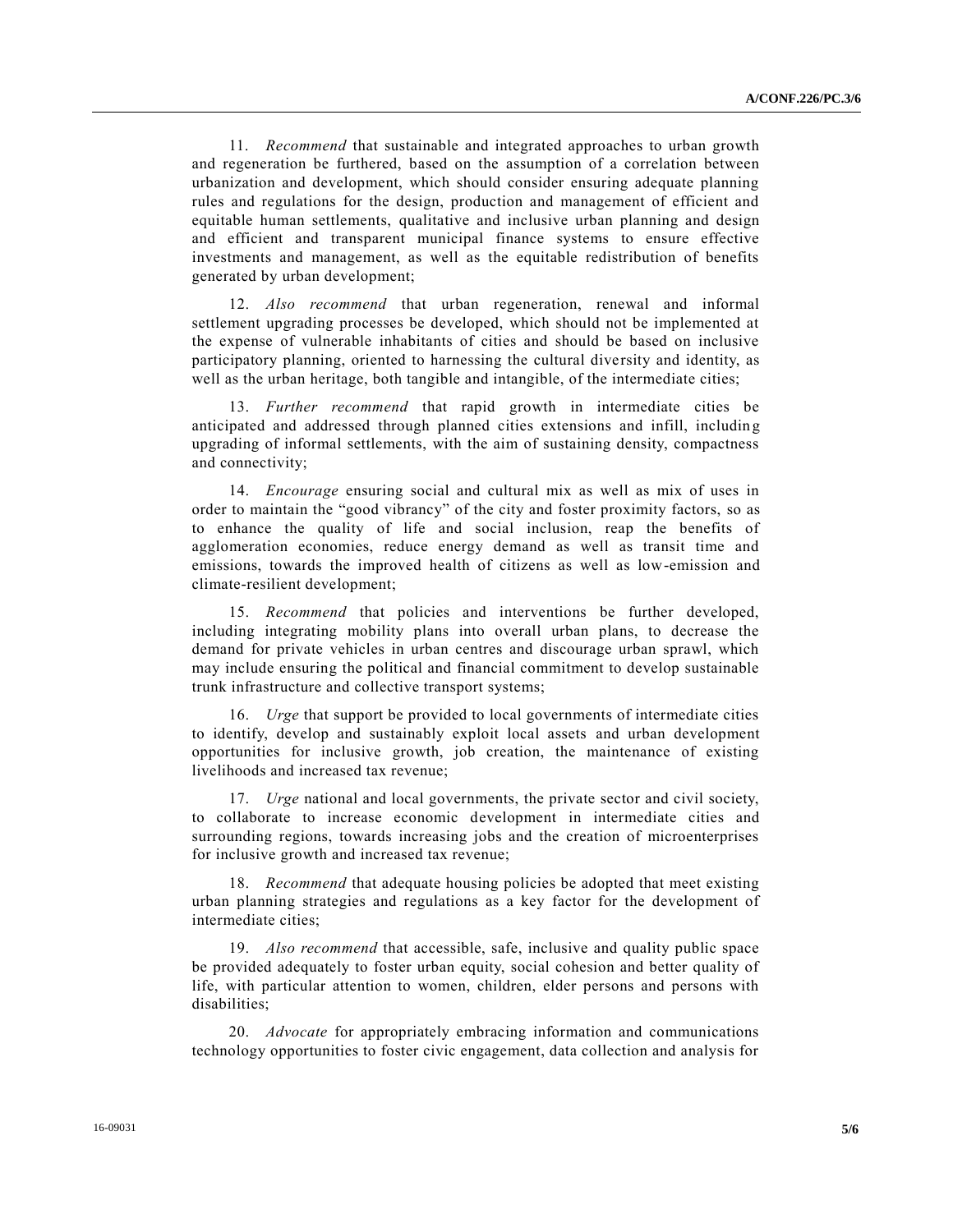11. *Recommend* that sustainable and integrated approaches to urban growth and regeneration be furthered, based on the assumption of a correlation between urbanization and development, which should consider ensuring adequate planning rules and regulations for the design, production and management of efficient and equitable human settlements, qualitative and inclusive urban planning and design and efficient and transparent municipal finance systems to ensure effective investments and management, as well as the equitable redistribution of benefits generated by urban development;

12. *Also recommend* that urban regeneration, renewal and informal settlement upgrading processes be developed, which should not be implemented at the expense of vulnerable inhabitants of cities and should be based on inclusive participatory planning, oriented to harnessing the cultural diversity and identity, as well as the urban heritage, both tangible and intangible, of the intermediate cities;

13. *Further recommend* that rapid growth in intermediate cities be anticipated and addressed through planned cities extensions and infill, including upgrading of informal settlements, with the aim of sustaining density, compactness and connectivity;

14. *Encourage* ensuring social and cultural mix as well as mix of uses in order to maintain the "good vibrancy" of the city and foster proximity factors, so as to enhance the quality of life and social inclusion, reap the benefits of agglomeration economies, reduce energy demand as well as transit time and emissions, towards the improved health of citizens as well as low-emission and climate-resilient development;

15. *Recommend* that policies and interventions be further developed, including integrating mobility plans into overall urban plans, to decrease the demand for private vehicles in urban centres and discourage urban sprawl, which may include ensuring the political and financial commitment to develop sustainable trunk infrastructure and collective transport systems;

16. *Urge* that support be provided to local governments of intermediate cities to identify, develop and sustainably exploit local assets and urban development opportunities for inclusive growth, job creation, the maintenance of existing livelihoods and increased tax revenue;

17. *Urge* national and local governments, the private sector and civil society, to collaborate to increase economic development in intermediate cities and surrounding regions, towards increasing jobs and the creation of microenterprises for inclusive growth and increased tax revenue;

18. *Recommend* that adequate housing policies be adopted that meet existing urban planning strategies and regulations as a key factor for the development of intermediate cities;

19. *Also recommend* that accessible, safe, inclusive and quality public space be provided adequately to foster urban equity, social cohesion and better quality of life, with particular attention to women, children, elder persons and persons with disabilities;

20. *Advocate* for appropriately embracing information and communications technology opportunities to foster civic engagement, data collection and analysis for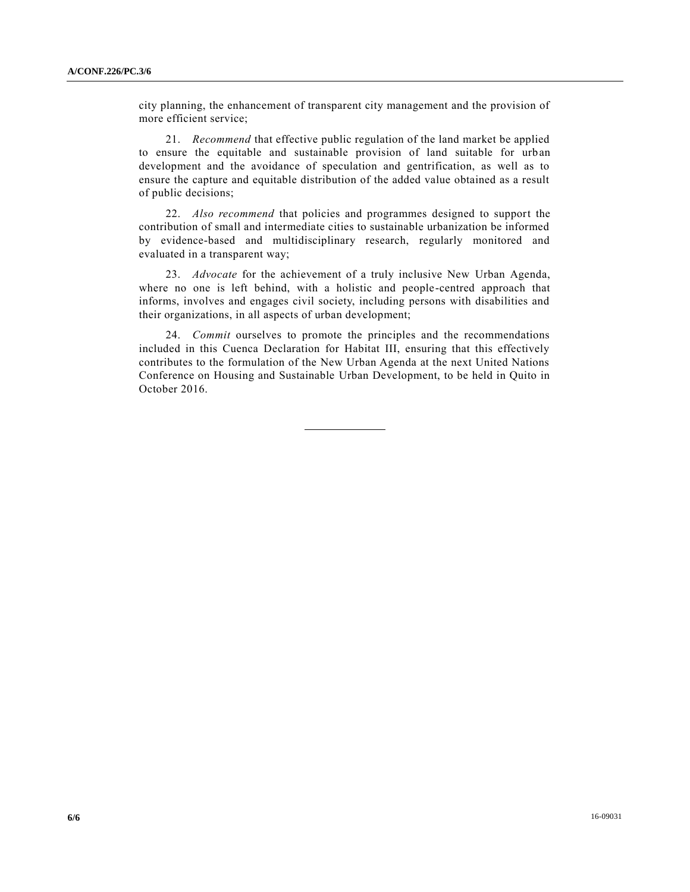city planning, the enhancement of transparent city management and the provision of more efficient service;

21. *Recommend* that effective public regulation of the land market be applied to ensure the equitable and sustainable provision of land suitable for urban development and the avoidance of speculation and gentrification, as well as to ensure the capture and equitable distribution of the added value obtained as a result of public decisions;

22. *Also recommend* that policies and programmes designed to support the contribution of small and intermediate cities to sustainable urbanization be informed by evidence-based and multidisciplinary research, regularly monitored and evaluated in a transparent way;

23. *Advocate* for the achievement of a truly inclusive New Urban Agenda, where no one is left behind, with a holistic and people-centred approach that informs, involves and engages civil society, including persons with disabilities and their organizations, in all aspects of urban development;

24. *Commit* ourselves to promote the principles and the recommendations included in this Cuenca Declaration for Habitat III, ensuring that this effectively contributes to the formulation of the New Urban Agenda at the next United Nations Conference on Housing and Sustainable Urban Development, to be held in Quito in October 2016.